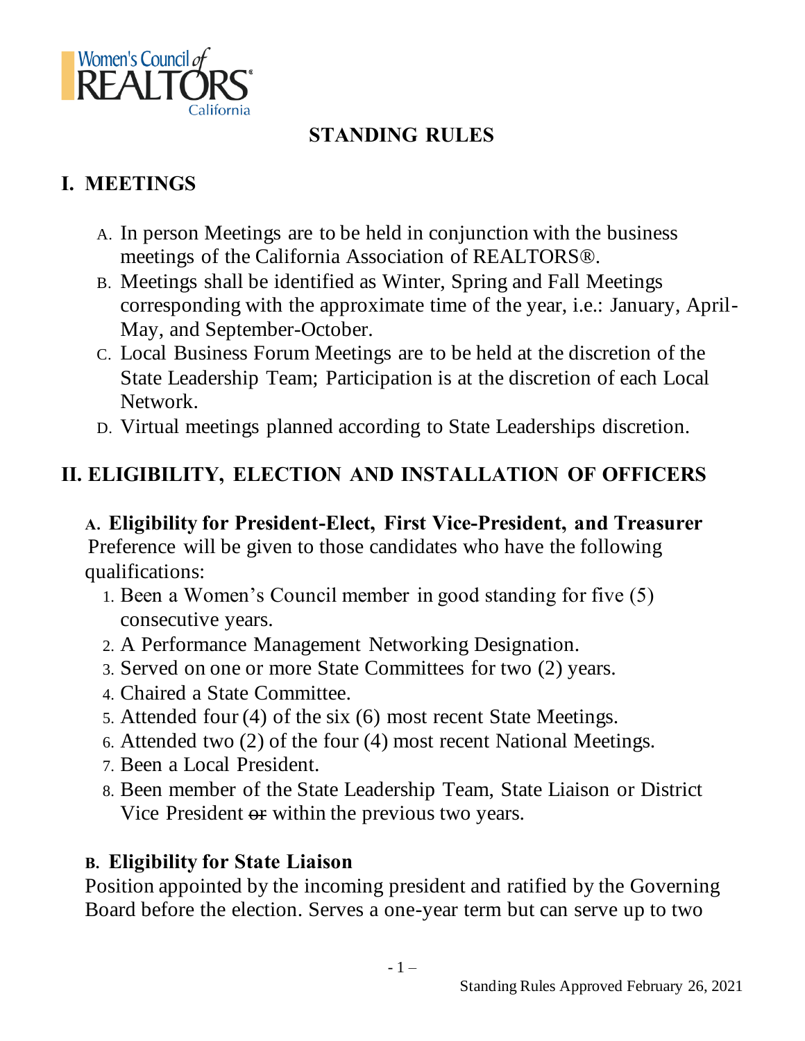Women's Council of REALTORS® California

# STANDING RULES

## I. MEETINGS

A. In person Meetings are to be held in conjunction with the business meetings of the California Association of REALTORS®.

B. Meetings shall be identified as Winter, Spring and Fall Meetings corresponding with the approximate time of the year, i.e.: January, April-May, and September-October.

C. Local Business Forum Meetings are to be held at the discretion of the State Leadership Team; Participation is at the discretion of each Local Network.

D. Virtual meetings planned according to State Leaderships discretion.

## II. ELIGIBILITY, ELECTION AND INSTALLATION OF OFFICERS

### A. Eligibility for President-Elect, First Vice-President, and Treasurer

Preference will be given to those candidates who have the following qualifications:

1. Been a Women's Council member in good standing for five (5) consecutive years.
2. A Performance Management Networking Designation.
3. Served on one or more State Committees for two (2) years.
4. Chaired a State Committee.
5. Attended four (4) of the six (6) most recent State Meetings.
6. Attended two (2) of the four (4) most recent National Meetings.
7. Been a Local President.
8. Been member of the State Leadership Team, State Liaison or District Vice President ~~or~~ within the previous two years.

### B. Eligibility for State Liaison

Position appointed by the incoming president and ratified by the Governing Board before the election. Serves a one-year term but can serve up to two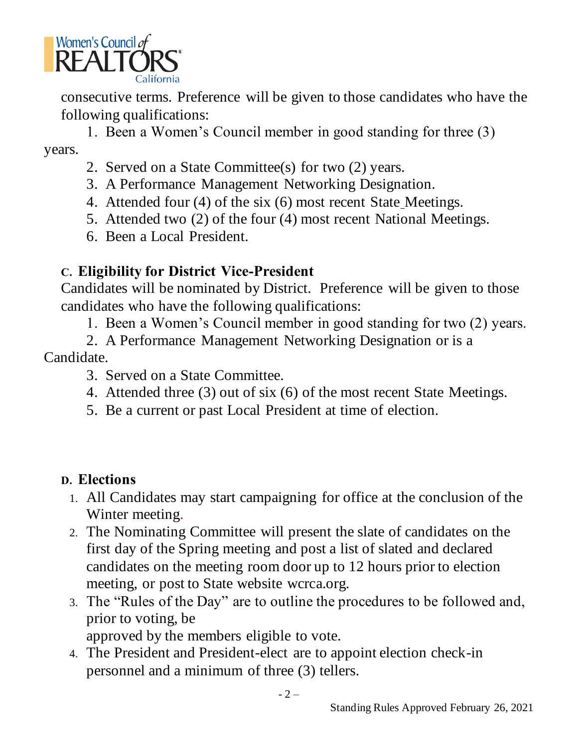consecutive terms. Preference will be given to those candidates who have the following qualifications:

1. Been a Women's Council member in good standing for three (3) years.
2. Served on a State Committee(s) for two (2) years.
3. A Performance Management Networking Designation.
4. Attended four (4) of the six (6) most recent State Meetings.
5. Attended two (2) of the four (4) most recent National Meetings.
6. Been a Local President.

**C. Eligibility for District Vice-President**

Candidates will be nominated by District. Preference will be given to those candidates who have the following qualifications:

1. Been a Women's Council member in good standing for two (2) years.
2. A Performance Management Networking Designation or is a Candidate.
3. Served on a State Committee.
4. Attended three (3) out of six (6) of the most recent State Meetings.
5. Be a current or past Local President at time of election.

**D. Elections**

1. All Candidates may start campaigning for office at the conclusion of the Winter meeting.
2. The Nominating Committee will present the slate of candidates on the first day of the Spring meeting and post a list of slated and declared candidates on the meeting room door up to 12 hours prior to election meeting, or post to State website wcrca.org.
3. The "Rules of the Day" are to outline the procedures to be followed and, prior to voting, be approved by the members eligible to vote.
4. The President and President-elect are to appoint election check-in personnel and a minimum of three (3) tellers.

Standing Rules Approved February 26, 2021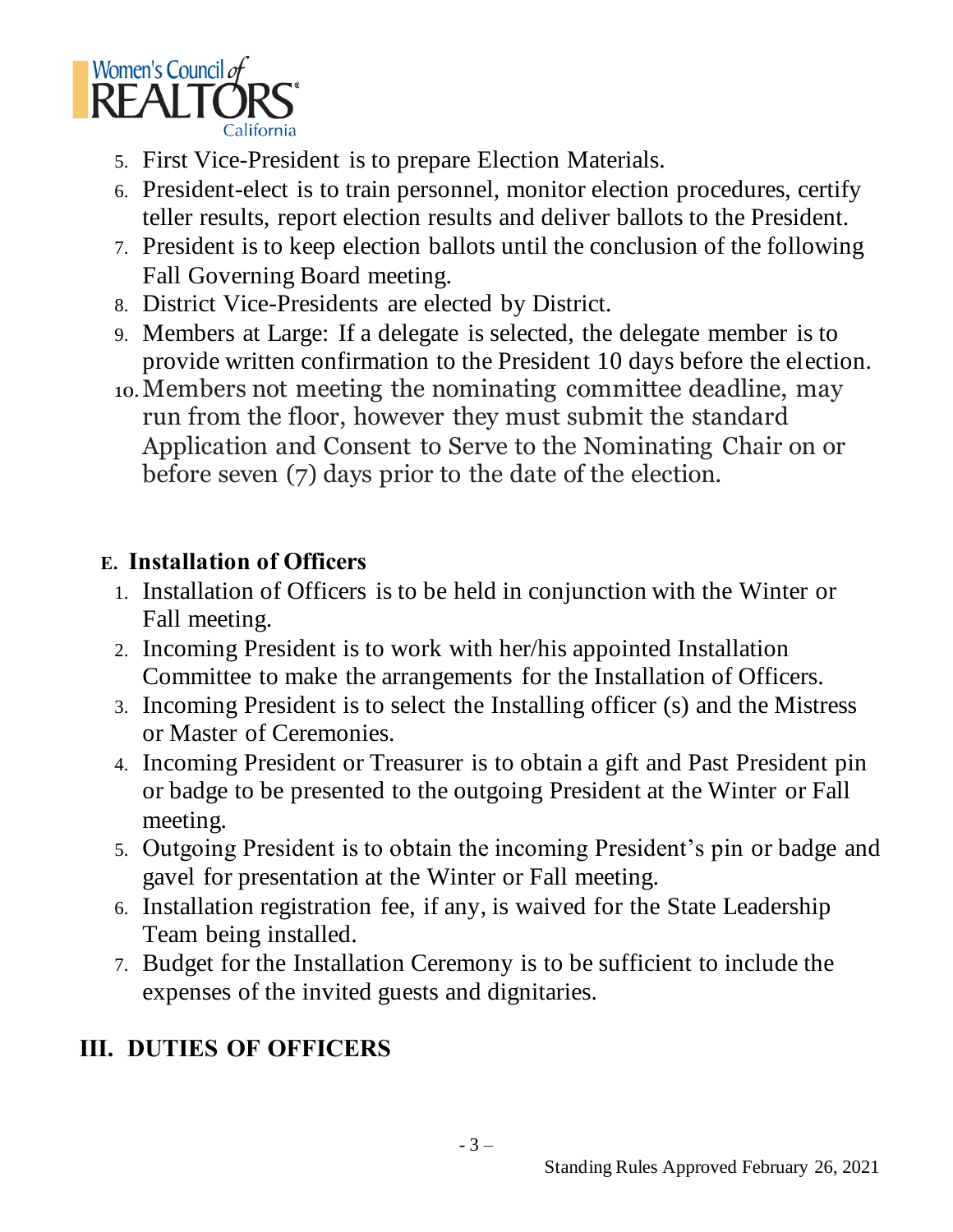5. First Vice-President is to prepare Election Materials.
6. President-elect is to train personnel, monitor election procedures, certify teller results, report election results and deliver ballots to the President.
7. President is to keep election ballots until the conclusion of the following Fall Governing Board meeting.
8. District Vice-Presidents are elected by District.
9. Members at Large: If a delegate is selected, the delegate member is to provide written confirmation to the President 10 days before the election.
10. Members not meeting the nominating committee deadline, may run from the floor, however they must submit the standard Application and Consent to Serve to the Nominating Chair on or before seven (7) days prior to the date of the election.

### E. Installation of Officers

1. Installation of Officers is to be held in conjunction with the Winter or Fall meeting.
2. Incoming President is to work with her/his appointed Installation Committee to make the arrangements for the Installation of Officers.
3. Incoming President is to select the Installing officer (s) and the Mistress or Master of Ceremonies.
4. Incoming President or Treasurer is to obtain a gift and Past President pin or badge to be presented to the outgoing President at the Winter or Fall meeting.
5. Outgoing President is to obtain the incoming President's pin or badge and gavel for presentation at the Winter or Fall meeting.
6. Installation registration fee, if any, is waived for the State Leadership Team being installed.
7. Budget for the Installation Ceremony is to be sufficient to include the expenses of the invited guests and dignitaries.

## III. DUTIES OF OFFICERS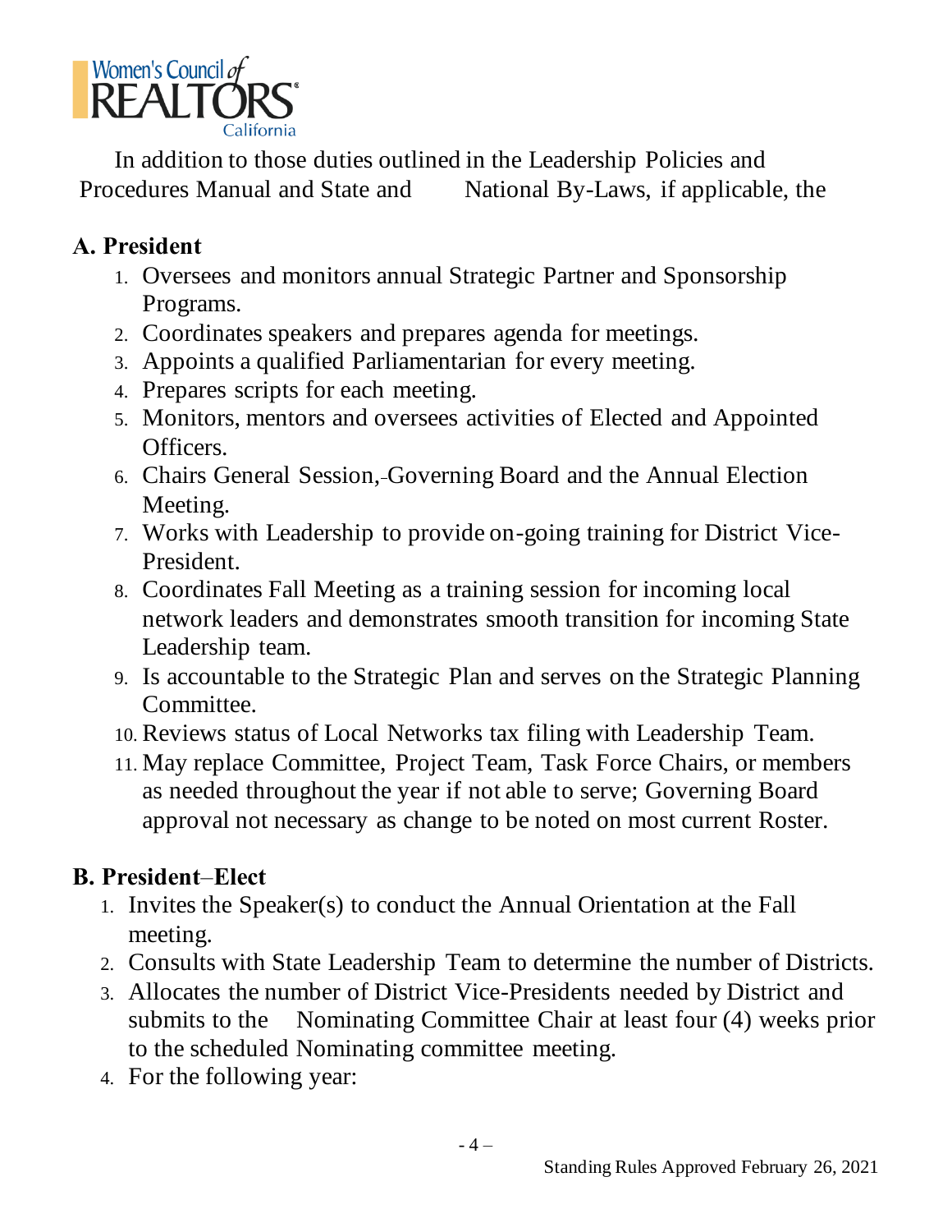In addition to those duties outlined in the Leadership Policies and Procedures Manual and State and National By-Laws, if applicable, the

## A. President

1. Oversees and monitors annual Strategic Partner and Sponsorship Programs.
2. Coordinates speakers and prepares agenda for meetings.
3. Appoints a qualified Parliamentarian for every meeting.
4. Prepares scripts for each meeting.
5. Monitors, mentors and oversees activities of Elected and Appointed Officers.
6. Chairs General Session, Governing Board and the Annual Election Meeting.
7. Works with Leadership to provide on-going training for District Vice-President.
8. Coordinates Fall Meeting as a training session for incoming local network leaders and demonstrates smooth transition for incoming State Leadership team.
9. Is accountable to the Strategic Plan and serves on the Strategic Planning Committee.
10. Reviews status of Local Networks tax filing with Leadership Team.
11. May replace Committee, Project Team, Task Force Chairs, or members as needed throughout the year if not able to serve; Governing Board approval not necessary as change to be noted on most current Roster.

## B. President–Elect

1. Invites the Speaker(s) to conduct the Annual Orientation at the Fall meeting.
2. Consults with State Leadership Team to determine the number of Districts.
3. Allocates the number of District Vice-Presidents needed by District and submits to the Nominating Committee Chair at least four (4) weeks prior to the scheduled Nominating committee meeting.
4. For the following year: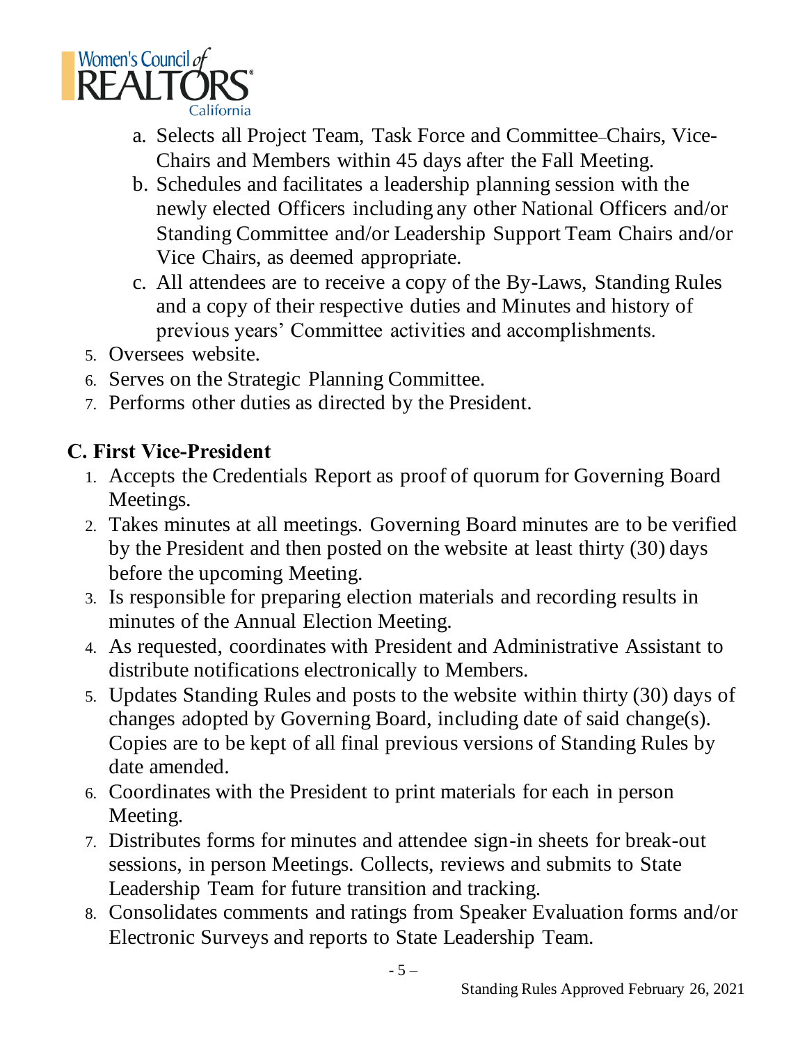a. Selects all Project Team, Task Force and Committee Chairs, Vice-Chairs and Members within 45 days after the Fall Meeting.
b. Schedules and facilitates a leadership planning session with the newly elected Officers including any other National Officers and/or Standing Committee and/or Leadership Support Team Chairs and/or Vice Chairs, as deemed appropriate.
c. All attendees are to receive a copy of the By-Laws, Standing Rules and a copy of their respective duties and Minutes and history of previous years' Committee activities and accomplishments.

5. Oversees website.
6. Serves on the Strategic Planning Committee.
7. Performs other duties as directed by the President.

**C. First Vice-President**

1. Accepts the Credentials Report as proof of quorum for Governing Board Meetings.
2. Takes minutes at all meetings. Governing Board minutes are to be verified by the President and then posted on the website at least thirty (30) days before the upcoming Meeting.
3. Is responsible for preparing election materials and recording results in minutes of the Annual Election Meeting.
4. As requested, coordinates with President and Administrative Assistant to distribute notifications electronically to Members.
5. Updates Standing Rules and posts to the website within thirty (30) days of changes adopted by Governing Board, including date of said change(s). Copies are to be kept of all final previous versions of Standing Rules by date amended.
6. Coordinates with the President to print materials for each in person Meeting.
7. Distributes forms for minutes and attendee sign-in sheets for break-out sessions, in person Meetings. Collects, reviews and submits to State Leadership Team for future transition and tracking.
8. Consolidates comments and ratings from Speaker Evaluation forms and/or Electronic Surveys and reports to State Leadership Team.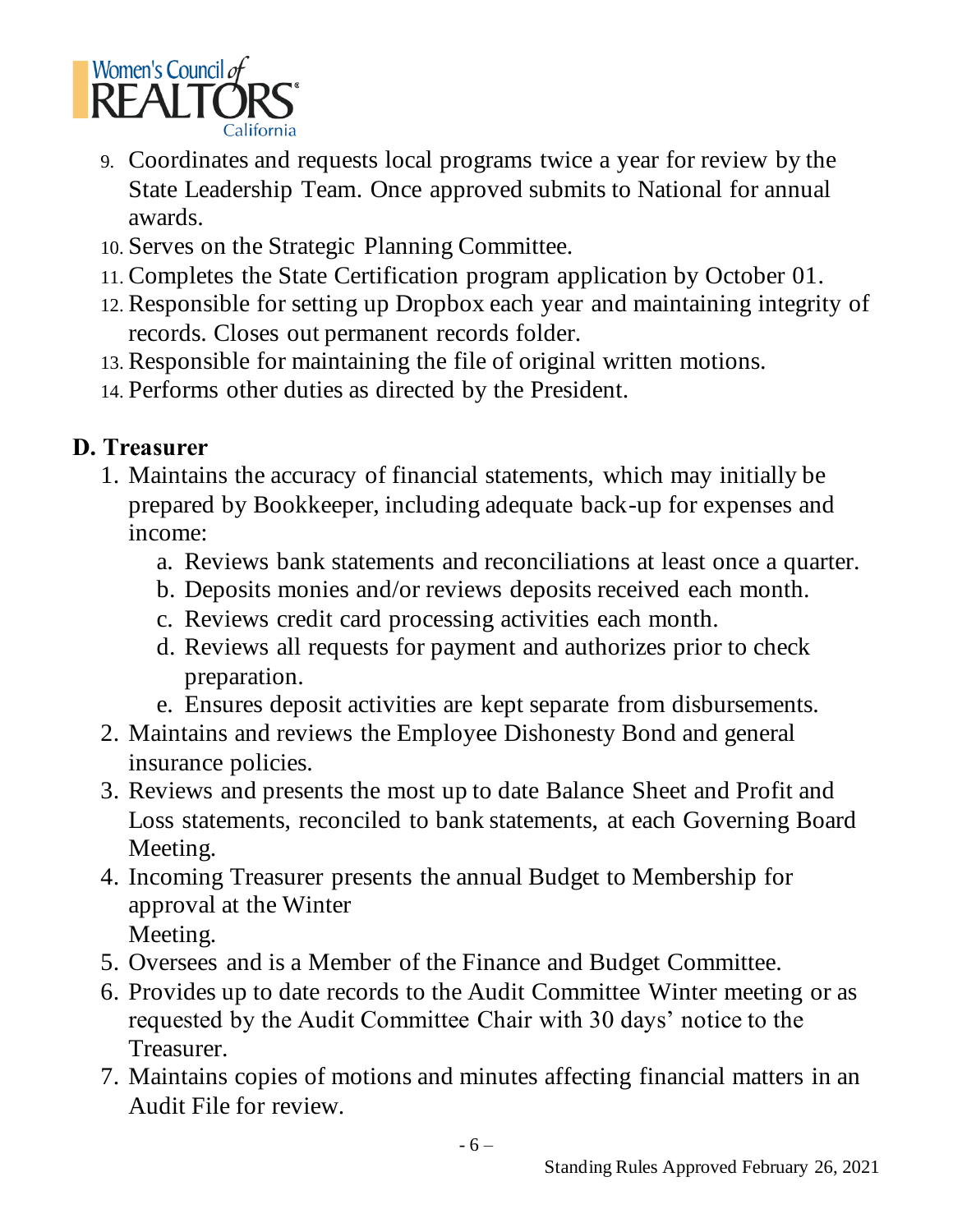9. Coordinates and requests local programs twice a year for review by the State Leadership Team. Once approved submits to National for annual awards.
10. Serves on the Strategic Planning Committee.
11. Completes the State Certification program application by October 01.
12. Responsible for setting up Dropbox each year and maintaining integrity of records. Closes out permanent records folder.
13. Responsible for maintaining the file of original written motions.
14. Performs other duties as directed by the President.

## D. Treasurer

1. Maintains the accuracy of financial statements, which may initially be prepared by Bookkeeper, including adequate back-up for expenses and income:
   a. Reviews bank statements and reconciliations at least once a quarter.
   b. Deposits monies and/or reviews deposits received each month.
   c. Reviews credit card processing activities each month.
   d. Reviews all requests for payment and authorizes prior to check preparation.
   e. Ensures deposit activities are kept separate from disbursements.
2. Maintains and reviews the Employee Dishonesty Bond and general insurance policies.
3. Reviews and presents the most up to date Balance Sheet and Profit and Loss statements, reconciled to bank statements, at each Governing Board Meeting.
4. Incoming Treasurer presents the annual Budget to Membership for approval at the Winter Meeting.
5. Oversees and is a Member of the Finance and Budget Committee.
6. Provides up to date records to the Audit Committee Winter meeting or as requested by the Audit Committee Chair with 30 days' notice to the Treasurer.
7. Maintains copies of motions and minutes affecting financial matters in an Audit File for review.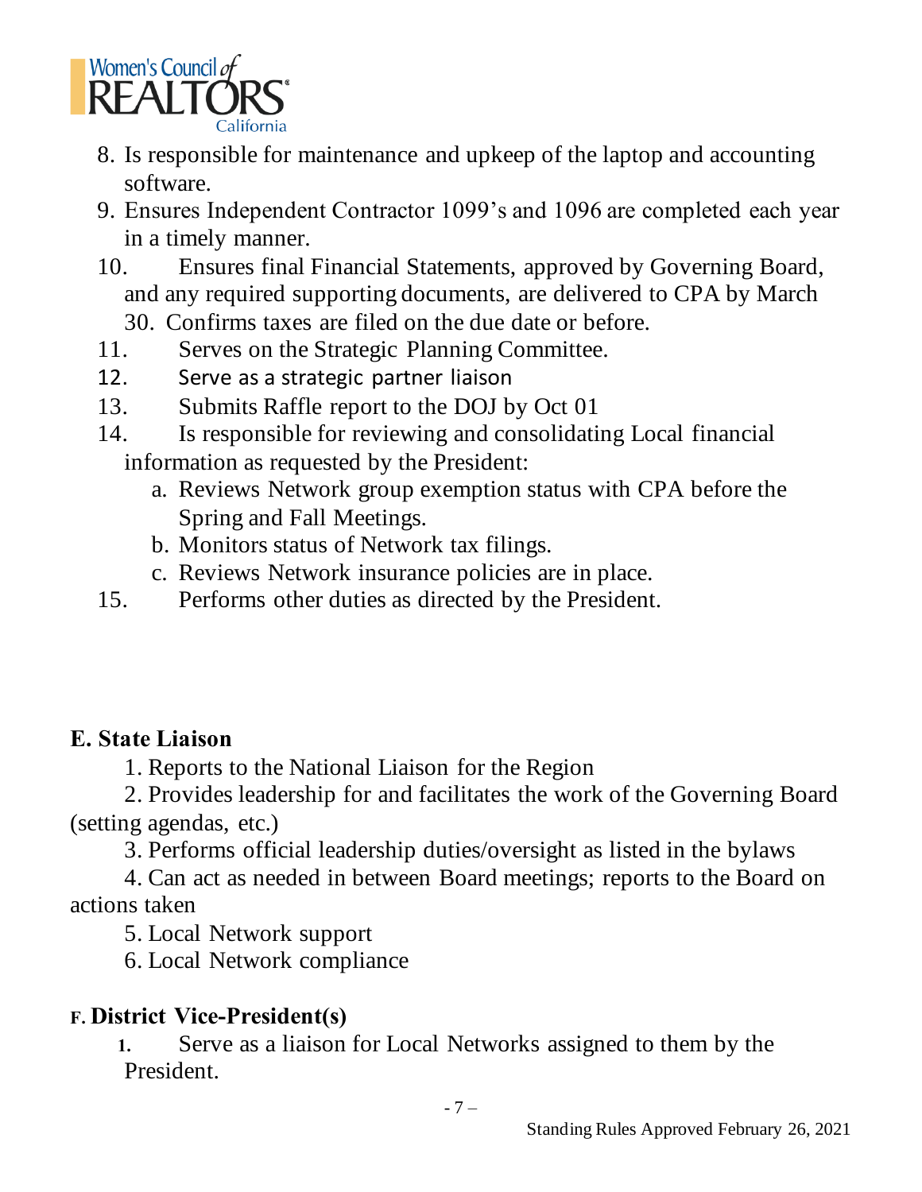8. Is responsible for maintenance and upkeep of the laptop and accounting software.
9. Ensures Independent Contractor 1099's and 1096 are completed each year in a timely manner.
10. Ensures final Financial Statements, approved by Governing Board, and any required supporting documents, are delivered to CPA by March 30. Confirms taxes are filed on the due date or before.
11. Serves on the Strategic Planning Committee.
12. Serve as a strategic partner liaison
13. Submits Raffle report to the DOJ by Oct 01
14. Is responsible for reviewing and consolidating Local financial information as requested by the President:
    a. Reviews Network group exemption status with CPA before the Spring and Fall Meetings.
    b. Monitors status of Network tax filings.
    c. Reviews Network insurance policies are in place.
15. Performs other duties as directed by the President.

## E. State Liaison

1. Reports to the National Liaison for the Region
2. Provides leadership for and facilitates the work of the Governing Board (setting agendas, etc.)
3. Performs official leadership duties/oversight as listed in the bylaws
4. Can act as needed in between Board meetings; reports to the Board on actions taken
5. Local Network support
6. Local Network compliance

## F. District Vice-President(s)

1. Serve as a liaison for Local Networks assigned to them by the President.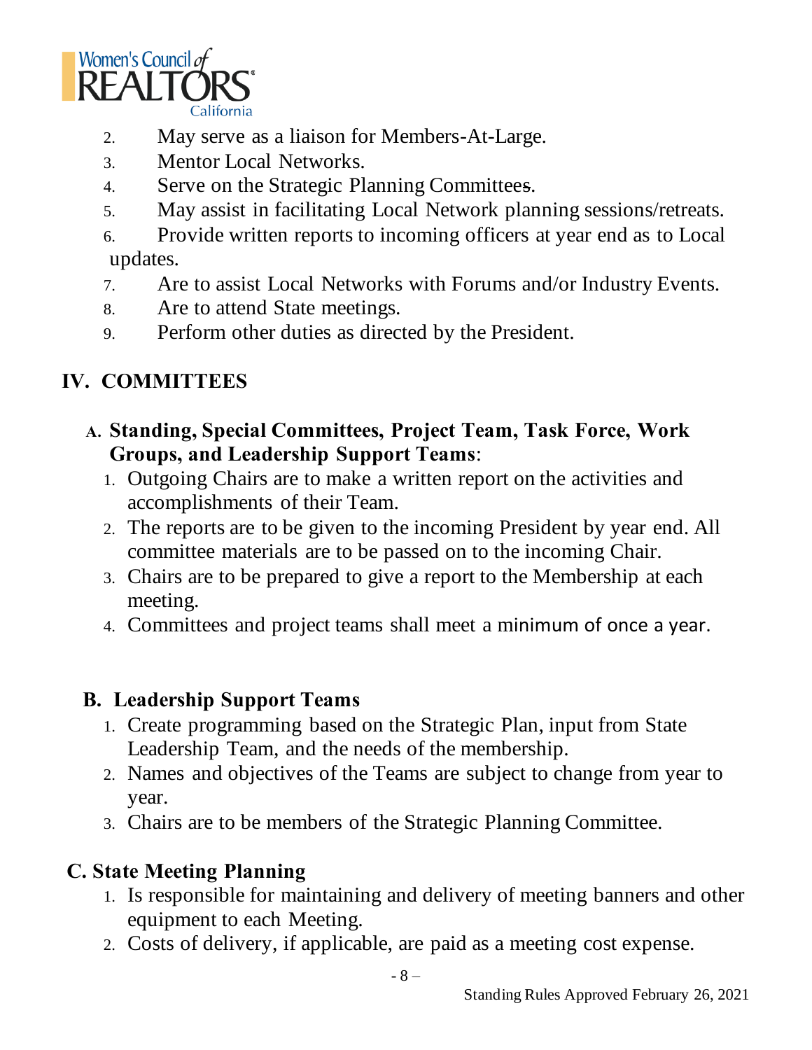2. May serve as a liaison for Members-At-Large.
3. Mentor Local Networks.
4. Serve on the Strategic Planning Committees.
5. May assist in facilitating Local Network planning sessions/retreats.
6. Provide written reports to incoming officers at year end as to Local updates.
7. Are to assist Local Networks with Forums and/or Industry Events.
8. Are to attend State meetings.
9. Perform other duties as directed by the President.

## IV. COMMITTEES

### A. Standing, Special Committees, Project Team, Task Force, Work Groups, and Leadership Support Teams:

1. Outgoing Chairs are to make a written report on the activities and accomplishments of their Team.
2. The reports are to be given to the incoming President by year end. All committee materials are to be passed on to the incoming Chair.
3. Chairs are to be prepared to give a report to the Membership at each meeting.
4. Committees and project teams shall meet a minimum of once a year.

### B. Leadership Support Teams

1. Create programming based on the Strategic Plan, input from State Leadership Team, and the needs of the membership.
2. Names and objectives of the Teams are subject to change from year to year.
3. Chairs are to be members of the Strategic Planning Committee.

### C. State Meeting Planning

1. Is responsible for maintaining and delivery of meeting banners and other equipment to each Meeting.
2. Costs of delivery, if applicable, are paid as a meeting cost expense.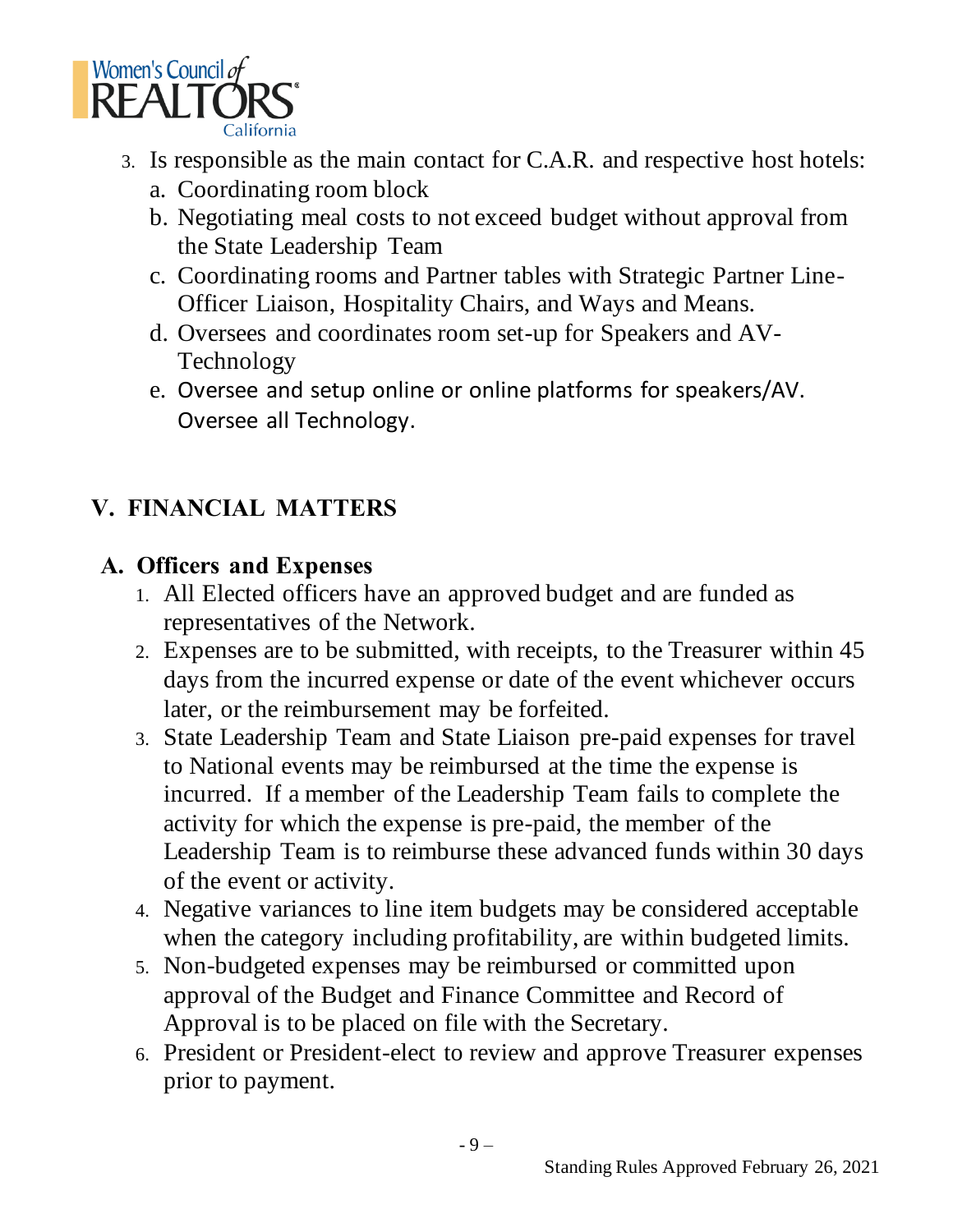3. Is responsible as the main contact for C.A.R. and respective host hotels:
   a. Coordinating room block
   b. Negotiating meal costs to not exceed budget without approval from the State Leadership Team
   c. Coordinating rooms and Partner tables with Strategic Partner Line-Officer Liaison, Hospitality Chairs, and Ways and Means.
   d. Oversees and coordinates room set-up for Speakers and AV-Technology
   e. Oversee and setup online or online platforms for speakers/AV. Oversee all Technology.

## V. FINANCIAL MATTERS

### A. Officers and Expenses

1. All Elected officers have an approved budget and are funded as representatives of the Network.
2. Expenses are to be submitted, with receipts, to the Treasurer within 45 days from the incurred expense or date of the event whichever occurs later, or the reimbursement may be forfeited.
3. State Leadership Team and State Liaison pre-paid expenses for travel to National events may be reimbursed at the time the expense is incurred. If a member of the Leadership Team fails to complete the activity for which the expense is pre-paid, the member of the Leadership Team is to reimburse these advanced funds within 30 days of the event or activity.
4. Negative variances to line item budgets may be considered acceptable when the category including profitability, are within budgeted limits.
5. Non-budgeted expenses may be reimbursed or committed upon approval of the Budget and Finance Committee and Record of Approval is to be placed on file with the Secretary.
6. President or President-elect to review and approve Treasurer expenses prior to payment.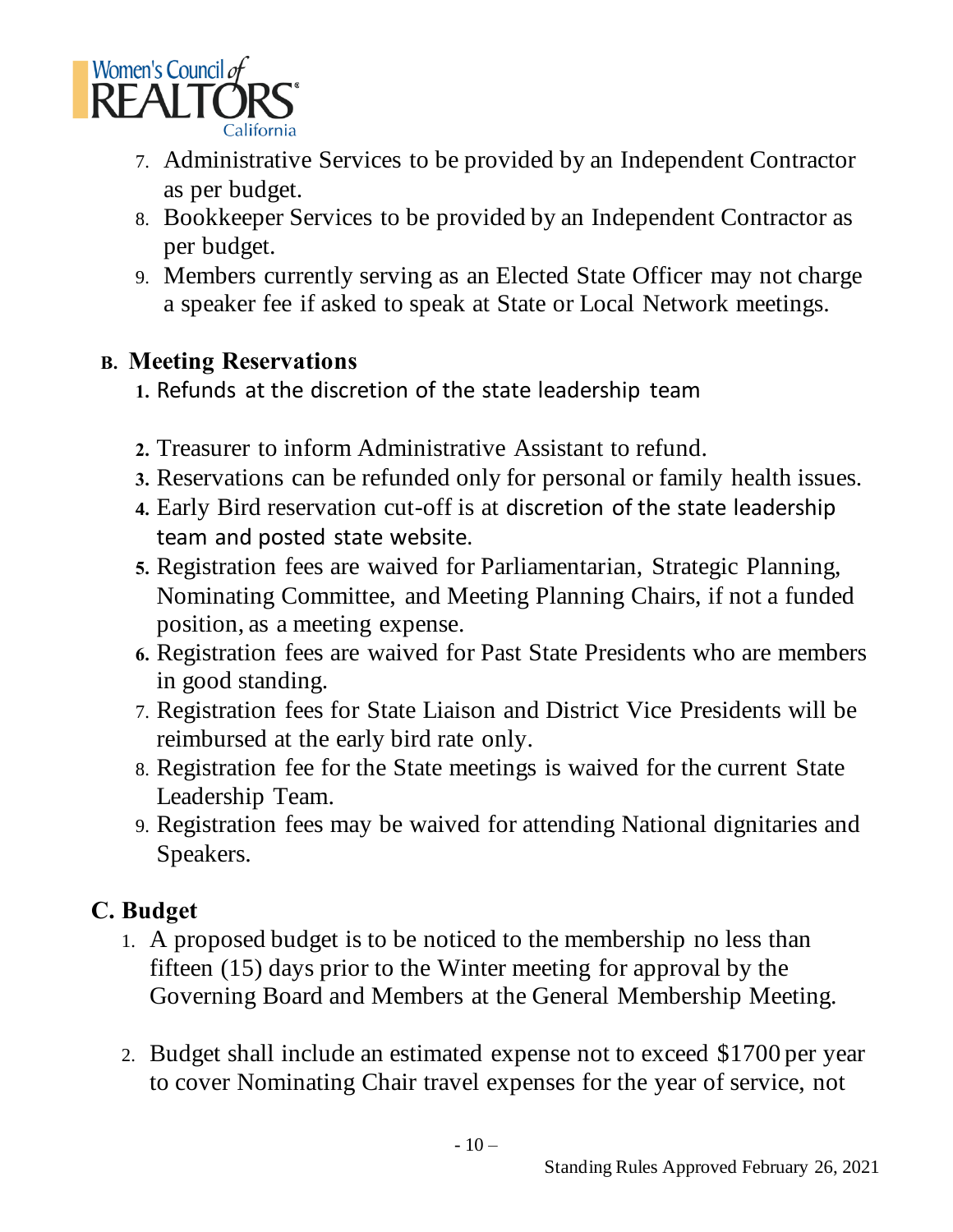7. Administrative Services to be provided by an Independent Contractor as per budget.
8. Bookkeeper Services to be provided by an Independent Contractor as per budget.
9. Members currently serving as an Elected State Officer may not charge a speaker fee if asked to speak at State or Local Network meetings.

## B. Meeting Reservations

1. Refunds at the discretion of the state leadership team
2. Treasurer to inform Administrative Assistant to refund.
3. Reservations can be refunded only for personal or family health issues.
4. Early Bird reservation cut-off is at discretion of the state leadership team and posted state website.
5. Registration fees are waived for Parliamentarian, Strategic Planning, Nominating Committee, and Meeting Planning Chairs, if not a funded position, as a meeting expense.
6. Registration fees are waived for Past State Presidents who are members in good standing.
7. Registration fees for State Liaison and District Vice Presidents will be reimbursed at the early bird rate only.
8. Registration fee for the State meetings is waived for the current State Leadership Team.
9. Registration fees may be waived for attending National dignitaries and Speakers.

## C. Budget

1. A proposed budget is to be noticed to the membership no less than fifteen (15) days prior to the Winter meeting for approval by the Governing Board and Members at the General Membership Meeting.
2. Budget shall include an estimated expense not to exceed $1700 per year to cover Nominating Chair travel expenses for the year of service, not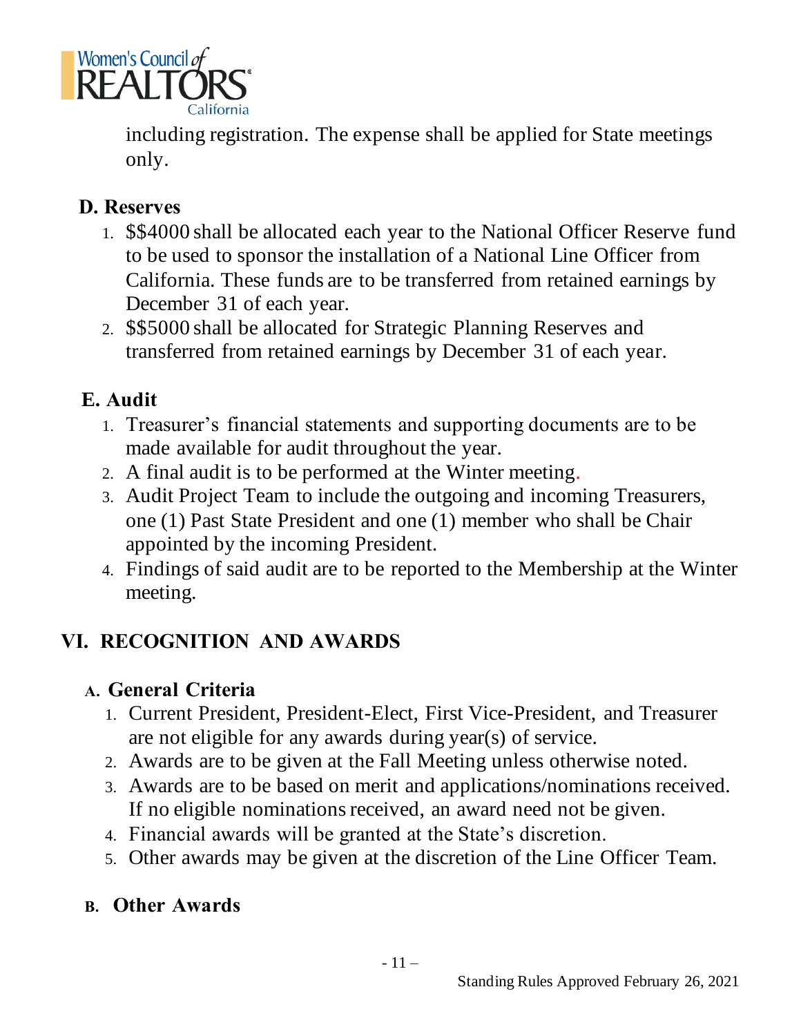including registration. The expense shall be applied for State meetings only.

### D. Reserves

1. $$4000 shall be allocated each year to the National Officer Reserve fund to be used to sponsor the installation of a National Line Officer from California. These funds are to be transferred from retained earnings by December 31 of each year.
2. $$5000 shall be allocated for Strategic Planning Reserves and transferred from retained earnings by December 31 of each year.

### E. Audit

1. Treasurer's financial statements and supporting documents are to be made available for audit throughout the year.
2. A final audit is to be performed at the Winter meeting.
3. Audit Project Team to include the outgoing and incoming Treasurers, one (1) Past State President and one (1) member who shall be Chair appointed by the incoming President.
4. Findings of said audit are to be reported to the Membership at the Winter meeting.

## VI. RECOGNITION AND AWARDS

### A. General Criteria

1. Current President, President-Elect, First Vice-President, and Treasurer are not eligible for any awards during year(s) of service.
2. Awards are to be given at the Fall Meeting unless otherwise noted.
3. Awards are to be based on merit and applications/nominations received. If no eligible nominations received, an award need not be given.
4. Financial awards will be granted at the State's discretion.
5. Other awards may be given at the discretion of the Line Officer Team.

### B. Other Awards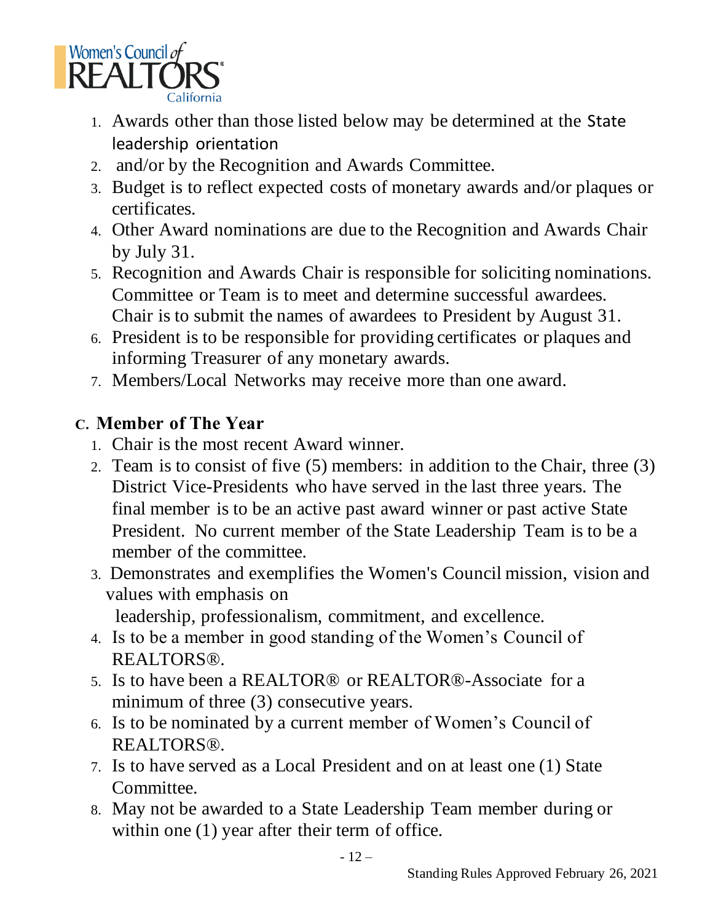1. Awards other than those listed below may be determined at the State leadership orientation
2. and/or by the Recognition and Awards Committee.
3. Budget is to reflect expected costs of monetary awards and/or plaques or certificates.
4. Other Award nominations are due to the Recognition and Awards Chair by July 31.
5. Recognition and Awards Chair is responsible for soliciting nominations. Committee or Team is to meet and determine successful awardees. Chair is to submit the names of awardees to President by August 31.
6. President is to be responsible for providing certificates or plaques and informing Treasurer of any monetary awards.
7. Members/Local Networks may receive more than one award.

## C. Member of The Year

1. Chair is the most recent Award winner.
2. Team is to consist of five (5) members: in addition to the Chair, three (3) District Vice-Presidents who have served in the last three years. The final member is to be an active past award winner or past active State President. No current member of the State Leadership Team is to be a member of the committee.
3. Demonstrates and exemplifies the Women's Council mission, vision and values with emphasis on leadership, professionalism, commitment, and excellence.
4. Is to be a member in good standing of the Women's Council of REALTORS®.
5. Is to have been a REALTOR® or REALTOR®-Associate for a minimum of three (3) consecutive years.
6. Is to be nominated by a current member of Women's Council of REALTORS®.
7. Is to have served as a Local President and on at least one (1) State Committee.
8. May not be awarded to a State Leadership Team member during or within one (1) year after their term of office.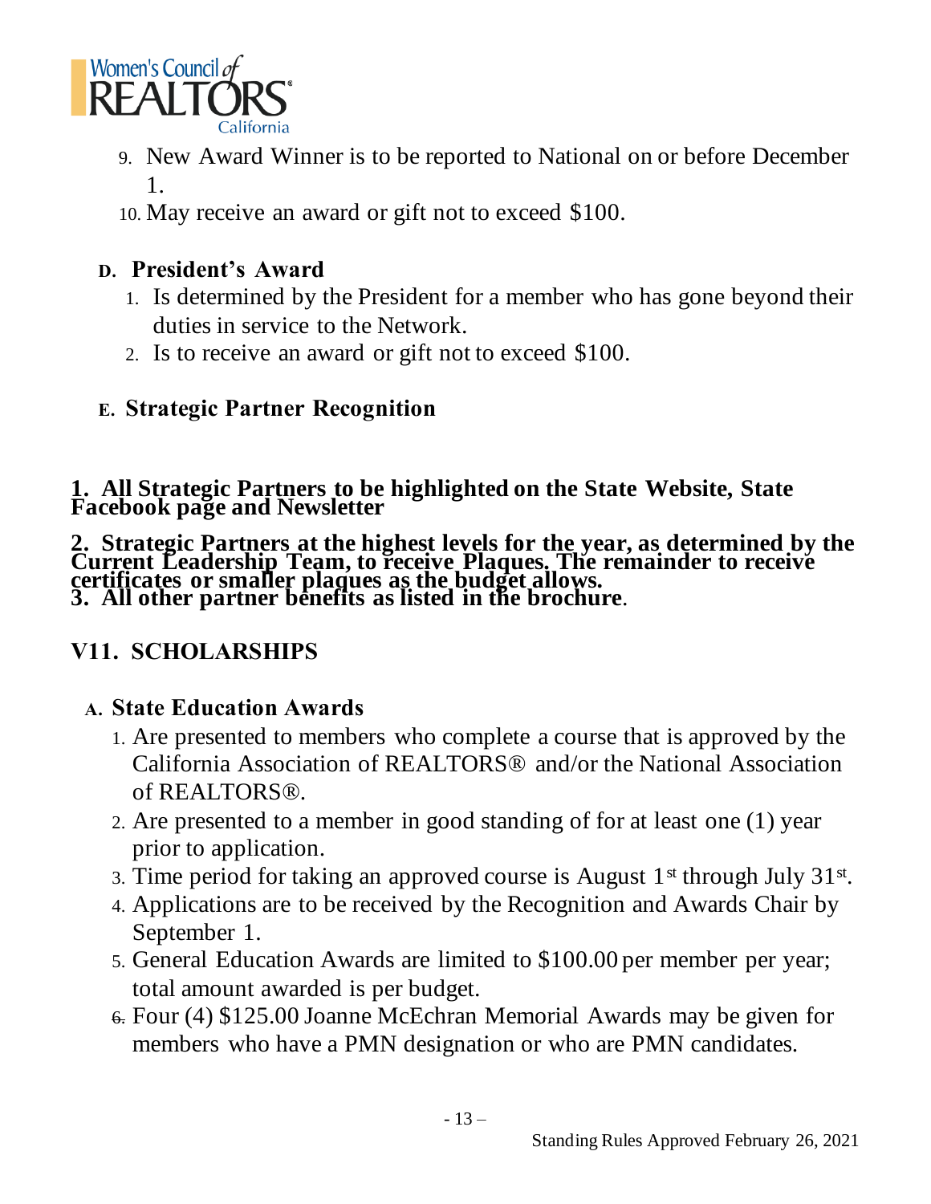9. New Award Winner is to be reported to National on or before December 1.
10. May receive an award or gift not to exceed $100.

**D. President's Award**

1. Is determined by the President for a member who has gone beyond their duties in service to the Network.
2. Is to receive an award or gift not to exceed $100.

**E. Strategic Partner Recognition**

**1. All Strategic Partners to be highlighted on the State Website, State Facebook page and Newsletter**

**2. Strategic Partners at the highest levels for the year, as determined by the Current Leadership Team, to receive Plaques. The remainder to receive certificates or smaller plaques as the budget allows.**
**3. All other partner benefits as listed in the brochure.**

## V11. SCHOLARSHIPS

**A. State Education Awards**

1. Are presented to members who complete a course that is approved by the California Association of REALTORS® and/or the National Association of REALTORS®.
2. Are presented to a member in good standing of for at least one (1) year prior to application.
3. Time period for taking an approved course is August 1st through July 31st.
4. Applications are to be received by the Recognition and Awards Chair by September 1.
5. General Education Awards are limited to $100.00 per member per year; total amount awarded is per budget.
6. Four (4) $125.00 Joanne McEchran Memorial Awards may be given for members who have a PMN designation or who are PMN candidates.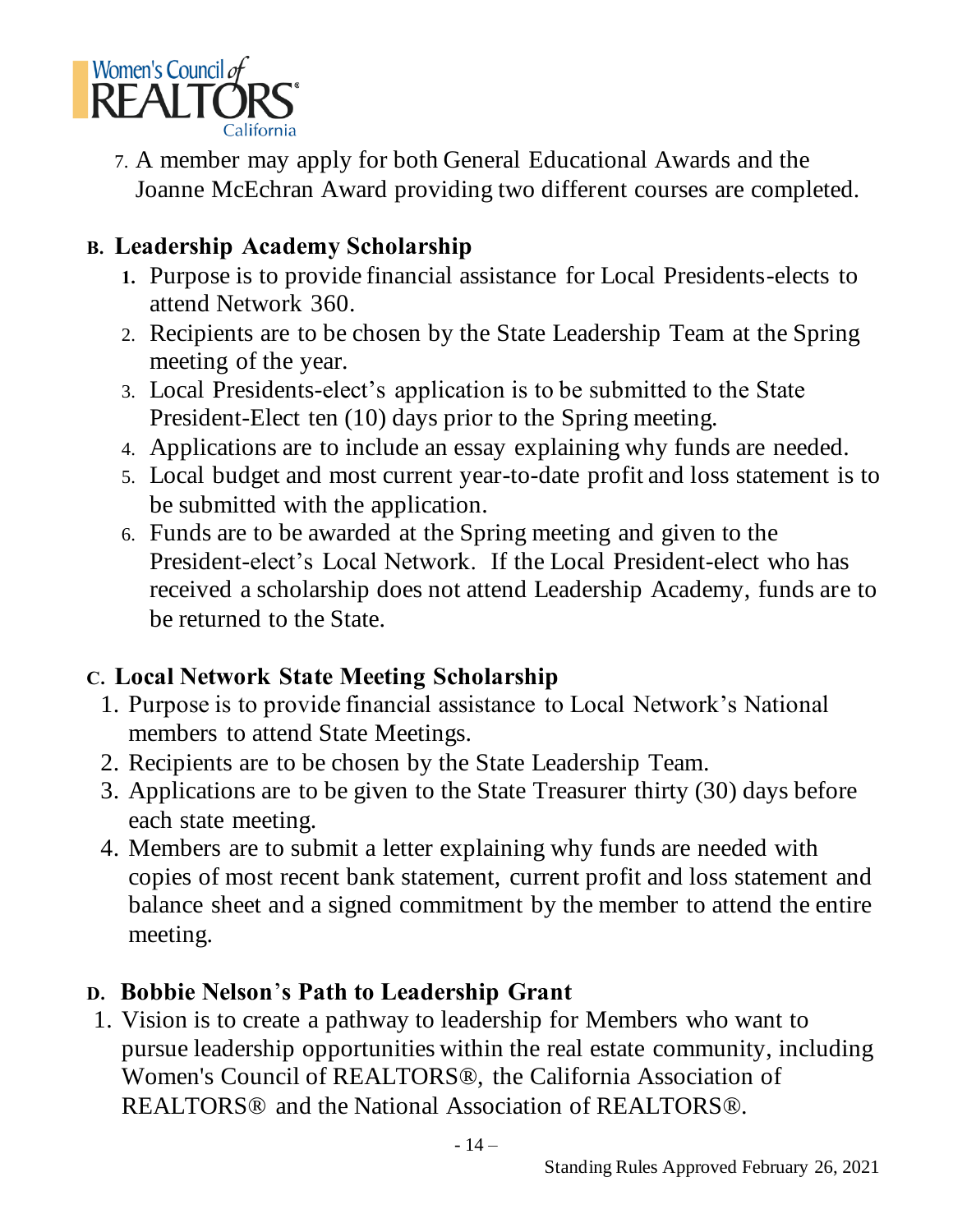7. A member may apply for both General Educational Awards and the Joanne McEchran Award providing two different courses are completed.

**B. Leadership Academy Scholarship**

1. Purpose is to provide financial assistance for Local Presidents-elects to attend Network 360.
2. Recipients are to be chosen by the State Leadership Team at the Spring meeting of the year.
3. Local Presidents-elect's application is to be submitted to the State President-Elect ten (10) days prior to the Spring meeting.
4. Applications are to include an essay explaining why funds are needed.
5. Local budget and most current year-to-date profit and loss statement is to be submitted with the application.
6. Funds are to be awarded at the Spring meeting and given to the President-elect's Local Network. If the Local President-elect who has received a scholarship does not attend Leadership Academy, funds are to be returned to the State.

**C. Local Network State Meeting Scholarship**

1. Purpose is to provide financial assistance to Local Network's National members to attend State Meetings.
2. Recipients are to be chosen by the State Leadership Team.
3. Applications are to be given to the State Treasurer thirty (30) days before each state meeting.
4. Members are to submit a letter explaining why funds are needed with copies of most recent bank statement, current profit and loss statement and balance sheet and a signed commitment by the member to attend the entire meeting.

**D. Bobbie Nelson's Path to Leadership Grant**

1. Vision is to create a pathway to leadership for Members who want to pursue leadership opportunities within the real estate community, including Women's Council of REALTORS®, the California Association of REALTORS® and the National Association of REALTORS®.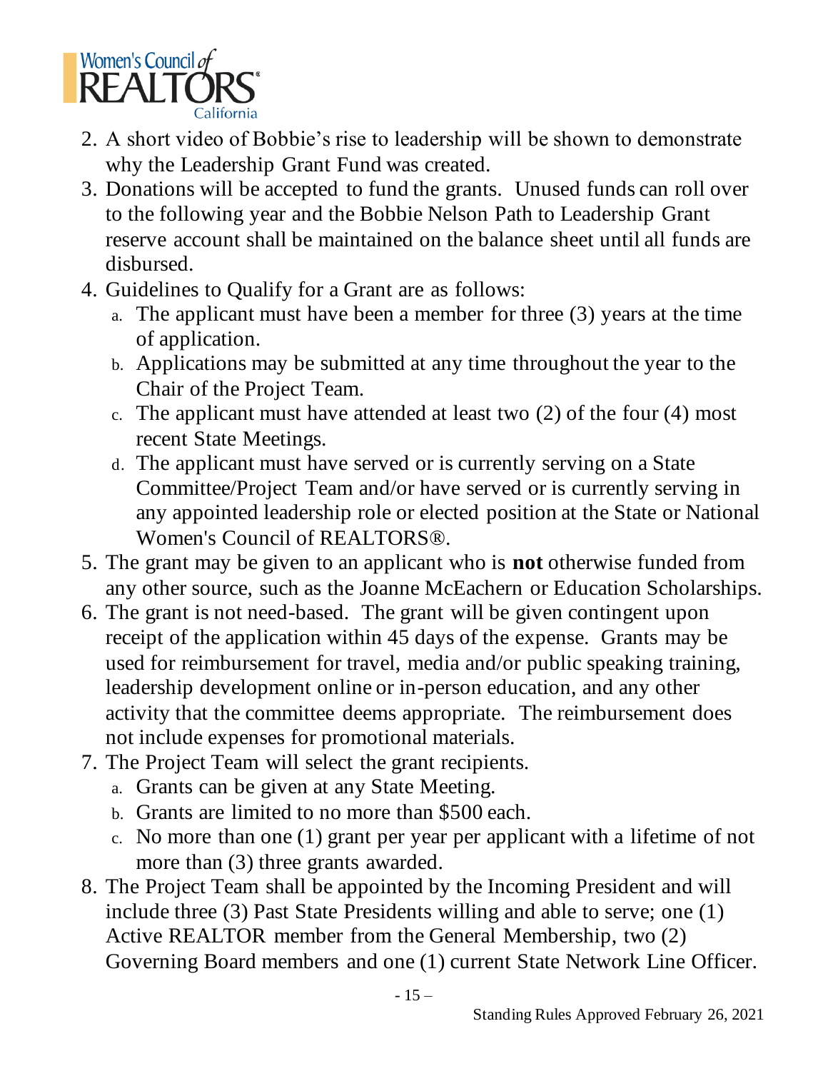2. A short video of Bobbie's rise to leadership will be shown to demonstrate why the Leadership Grant Fund was created.
3. Donations will be accepted to fund the grants. Unused funds can roll over to the following year and the Bobbie Nelson Path to Leadership Grant reserve account shall be maintained on the balance sheet until all funds are disbursed.
4. Guidelines to Qualify for a Grant are as follows:
   a. The applicant must have been a member for three (3) years at the time of application.
   b. Applications may be submitted at any time throughout the year to the Chair of the Project Team.
   c. The applicant must have attended at least two (2) of the four (4) most recent State Meetings.
   d. The applicant must have served or is currently serving on a State Committee/Project Team and/or have served or is currently serving in any appointed leadership role or elected position at the State or National Women's Council of REALTORS®.
5. The grant may be given to an applicant who is **not** otherwise funded from any other source, such as the Joanne McEachern or Education Scholarships.
6. The grant is not need-based. The grant will be given contingent upon receipt of the application within 45 days of the expense. Grants may be used for reimbursement for travel, media and/or public speaking training, leadership development online or in-person education, and any other activity that the committee deems appropriate. The reimbursement does not include expenses for promotional materials.
7. The Project Team will select the grant recipients.
   a. Grants can be given at any State Meeting.
   b. Grants are limited to no more than $500 each.
   c. No more than one (1) grant per year per applicant with a lifetime of not more than (3) three grants awarded.
8. The Project Team shall be appointed by the Incoming President and will include three (3) Past State Presidents willing and able to serve; one (1) Active REALTOR member from the General Membership, two (2) Governing Board members and one (1) current State Network Line Officer.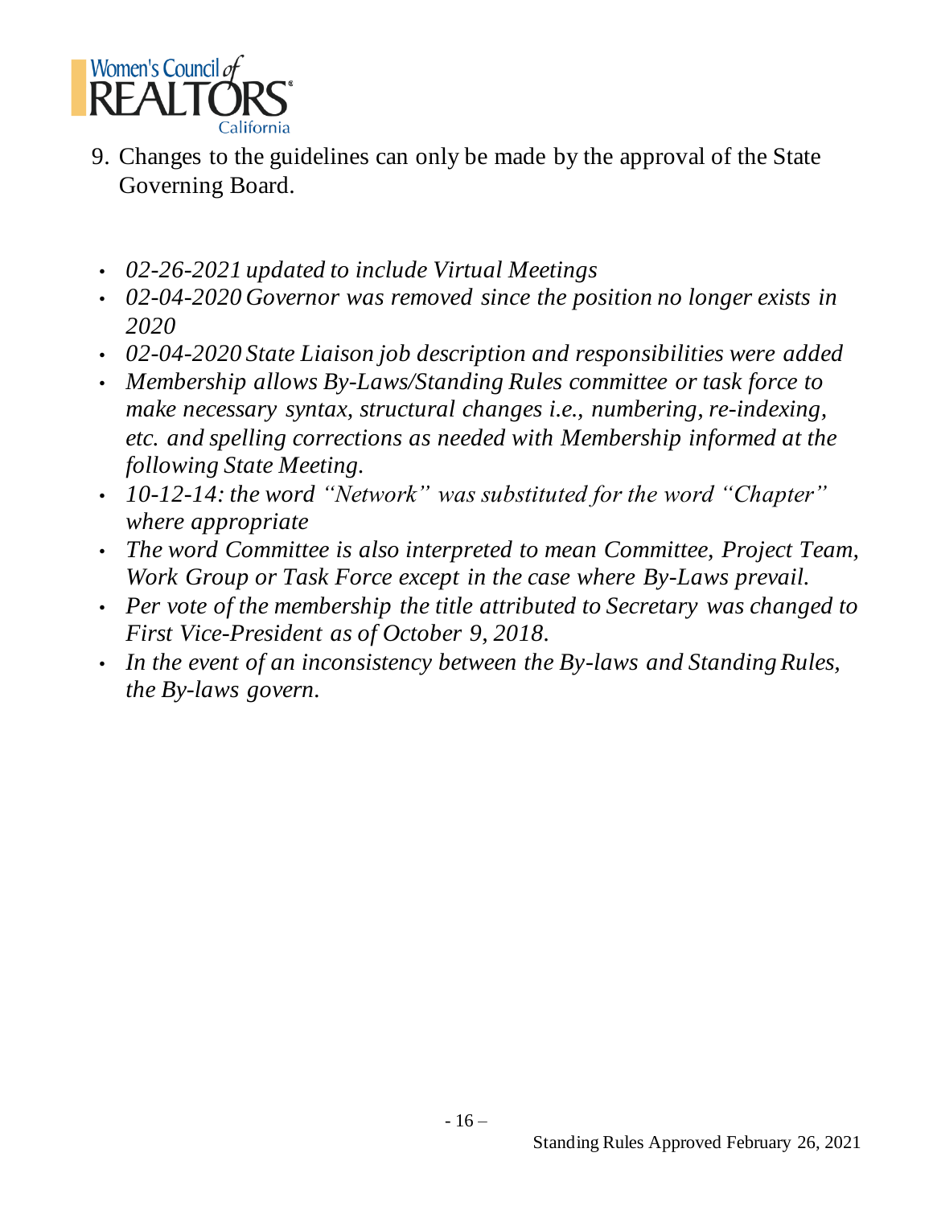9. Changes to the guidelines can only be made by the approval of the State Governing Board.

- *02-26-2021 updated to include Virtual Meetings*
- *02-04-2020 Governor was removed since the position no longer exists in 2020*
- *02-04-2020 State Liaison job description and responsibilities were added*
- *Membership allows By-Laws/Standing Rules committee or task force to make necessary syntax, structural changes i.e., numbering, re-indexing, etc. and spelling corrections as needed with Membership informed at the following State Meeting.*
- *10-12-14: the word "Network" was substituted for the word "Chapter" where appropriate*
- *The word Committee is also interpreted to mean Committee, Project Team, Work Group or Task Force except in the case where By-Laws prevail.*
- *Per vote of the membership the title attributed to Secretary was changed to First Vice-President as of October 9, 2018.*
- *In the event of an inconsistency between the By-laws and Standing Rules, the By-laws govern.*